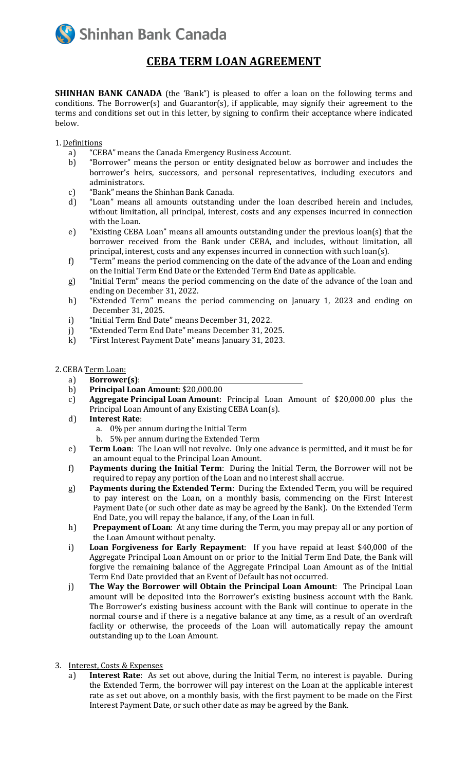Shinhan Bank Canada

# CEBA TERM LOAN AGREEMENT

**SHINHAN BANK CANADA** (the 'Bank") is pleased to offer a loan on the following terms and conditions. The Borrower(s) and Guarantor(s), if applicable, may signify their agreement to the terms and conditions set out in this letter, by signing to confirm their acceptance where indicated below.

1. Definitions
   a) "CEBA" means the Canada Emergency Business Account.
   b) "Borrower" means the person or entity designated below as borrower and includes the borrower's heirs, successors, and personal representatives, including executors and administrators.
   c) "Bank" means the Shinhan Bank Canada.
   d) "Loan" means all amounts outstanding under the loan described herein and includes, without limitation, all principal, interest, costs and any expenses incurred in connection with the Loan.
   e) "Existing CEBA Loan" means all amounts outstanding under the previous loan(s) that the borrower received from the Bank under CEBA, and includes, without limitation, all principal, interest, costs and any expenses incurred in connection with such loan(s).
   f) "Term" means the period commencing on the date of the advance of the Loan and ending on the Initial Term End Date or the Extended Term End Date as applicable.
   g) "Initial Term" means the period commencing on the date of the advance of the loan and ending on December 31, 2022.
   h) "Extended Term" means the period commencing on January 1, 2023 and ending on December 31, 2025.
   i) "Initial Term End Date" means December 31, 2022.
   j) "Extended Term End Date" means December 31, 2025.
   k) "First Interest Payment Date" means January 31, 2023.

2. CEBA Term Loan:
   a) **Borrower(s)**: \_\_\_\_\_\_\_\_\_\_\_\_\_\_\_\_\_\_\_\_\_\_\_\_\_\_\_\_\_\_
   b) **Principal Loan Amount**: $20,000.00
   c) **Aggregate Principal Loan Amount**: Principal Loan Amount of $20,000.00 plus the Principal Loan Amount of any Existing CEBA Loan(s).
   d) **Interest Rate**:
      a. 0% per annum during the Initial Term
      b. 5% per annum during the Extended Term
   e) **Term Loan**: The Loan will not revolve. Only one advance is permitted, and it must be for an amount equal to the Principal Loan Amount.
   f) **Payments during the Initial Term**: During the Initial Term, the Borrower will not be required to repay any portion of the Loan and no interest shall accrue.
   g) **Payments during the Extended Term**: During the Extended Term, you will be required to pay interest on the Loan, on a monthly basis, commencing on the First Interest Payment Date (or such other date as may be agreed by the Bank). On the Extended Term End Date, you will repay the balance, if any, of the Loan in full.
   h) **Prepayment of Loan**: At any time during the Term, you may prepay all or any portion of the Loan Amount without penalty.
   i) **Loan Forgiveness for Early Repayment**: If you have repaid at least $40,000 of the Aggregate Principal Loan Amount on or prior to the Initial Term End Date, the Bank will forgive the remaining balance of the Aggregate Principal Loan Amount as of the Initial Term End Date provided that an Event of Default has not occurred.
   j) **The Way the Borrower will Obtain the Principal Loan Amount**: The Principal Loan amount will be deposited into the Borrower's existing business account with the Bank. The Borrower's existing business account with the Bank will continue to operate in the normal course and if there is a negative balance at any time, as a result of an overdraft facility or otherwise, the proceeds of the Loan will automatically repay the amount outstanding up to the Loan Amount.

3. Interest, Costs & Expenses
   a) **Interest Rate**: As set out above, during the Initial Term, no interest is payable. During the Extended Term, the borrower will pay interest on the Loan at the applicable interest rate as set out above, on a monthly basis, with the first payment to be made on the First Interest Payment Date, or such other date as may be agreed by the Bank.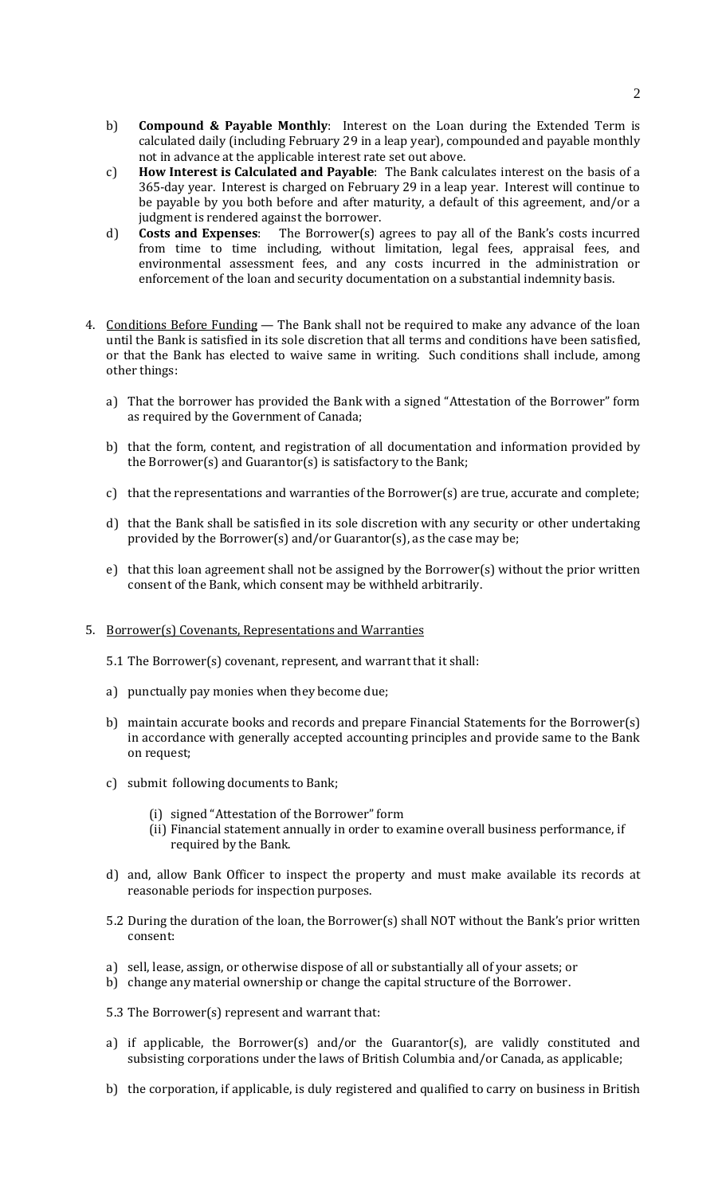b) **Compound & Payable Monthly**: Interest on the Loan during the Extended Term is calculated daily (including February 29 in a leap year), compounded and payable monthly not in advance at the applicable interest rate set out above.

c) **How Interest is Calculated and Payable**: The Bank calculates interest on the basis of a 365-day year. Interest is charged on February 29 in a leap year. Interest will continue to be payable by you both before and after maturity, a default of this agreement, and/or a judgment is rendered against the borrower.

d) **Costs and Expenses**: The Borrower(s) agrees to pay all of the Bank's costs incurred from time to time including, without limitation, legal fees, appraisal fees, and environmental assessment fees, and any costs incurred in the administration or enforcement of the loan and security documentation on a substantial indemnity basis.

4. <u>Conditions Before Funding</u> — The Bank shall not be required to make any advance of the loan until the Bank is satisfied in its sole discretion that all terms and conditions have been satisfied, or that the Bank has elected to waive same in writing. Such conditions shall include, among other things:

   a) That the borrower has provided the Bank with a signed "Attestation of the Borrower" form as required by the Government of Canada;

   b) that the form, content, and registration of all documentation and information provided by the Borrower(s) and Guarantor(s) is satisfactory to the Bank;

   c) that the representations and warranties of the Borrower(s) are true, accurate and complete;

   d) that the Bank shall be satisfied in its sole discretion with any security or other undertaking provided by the Borrower(s) and/or Guarantor(s), as the case may be;

   e) that this loan agreement shall not be assigned by the Borrower(s) without the prior written consent of the Bank, which consent may be withheld arbitrarily.

5. <u>Borrower(s) Covenants, Representations and Warranties</u>

   5.1 The Borrower(s) covenant, represent, and warrant that it shall:

   a) punctually pay monies when they become due;

   b) maintain accurate books and records and prepare Financial Statements for the Borrower(s) in accordance with generally accepted accounting principles and provide same to the Bank on request;

   c) submit following documents to Bank;

      (i) signed "Attestation of the Borrower" form
      (ii) Financial statement annually in order to examine overall business performance, if required by the Bank.

   d) and, allow Bank Officer to inspect the property and must make available its records at reasonable periods for inspection purposes.

   5.2 During the duration of the loan, the Borrower(s) shall NOT without the Bank's prior written consent:

   a) sell, lease, assign, or otherwise dispose of all or substantially all of your assets; or
   b) change any material ownership or change the capital structure of the Borrower.

   5.3 The Borrower(s) represent and warrant that:

   a) if applicable, the Borrower(s) and/or the Guarantor(s), are validly constituted and subsisting corporations under the laws of British Columbia and/or Canada, as applicable;

   b) the corporation, if applicable, is duly registered and qualified to carry on business in British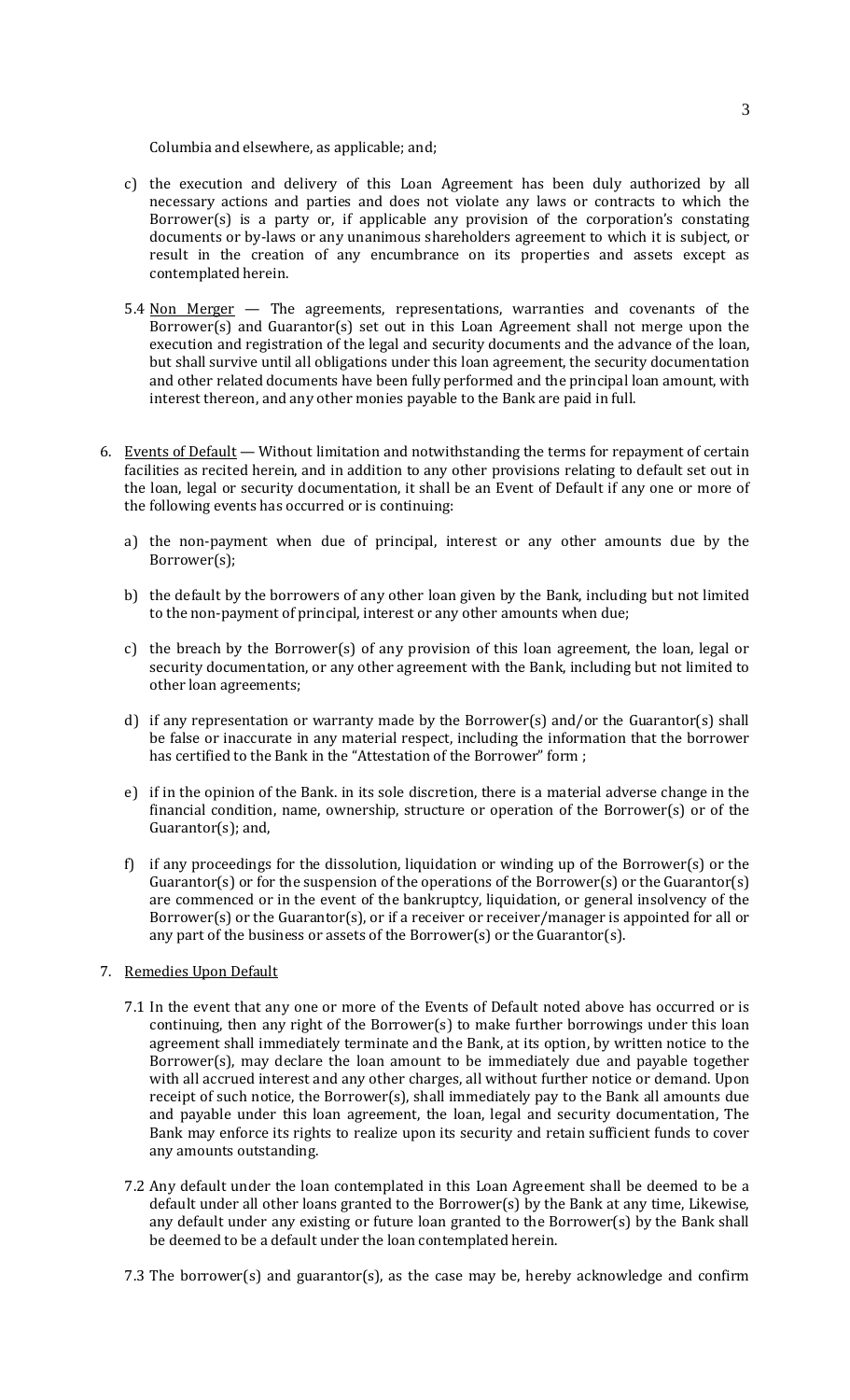Columbia and elsewhere, as applicable; and;

c) the execution and delivery of this Loan Agreement has been duly authorized by all necessary actions and parties and does not violate any laws or contracts to which the Borrower(s) is a party or, if applicable any provision of the corporation's constating documents or by-laws or any unanimous shareholders agreement to which it is subject, or result in the creation of any encumbrance on its properties and assets except as contemplated herein.

5.4 Non Merger — The agreements, representations, warranties and covenants of the Borrower(s) and Guarantor(s) set out in this Loan Agreement shall not merge upon the execution and registration of the legal and security documents and the advance of the loan, but shall survive until all obligations under this loan agreement, the security documentation and other related documents have been fully performed and the principal loan amount, with interest thereon, and any other monies payable to the Bank are paid in full.

6. Events of Default — Without limitation and notwithstanding the terms for repayment of certain facilities as recited herein, and in addition to any other provisions relating to default set out in the loan, legal or security documentation, it shall be an Event of Default if any one or more of the following events has occurred or is continuing:

   a) the non-payment when due of principal, interest or any other amounts due by the Borrower(s);

   b) the default by the borrowers of any other loan given by the Bank, including but not limited to the non-payment of principal, interest or any other amounts when due;

   c) the breach by the Borrower(s) of any provision of this loan agreement, the loan, legal or security documentation, or any other agreement with the Bank, including but not limited to other loan agreements;

   d) if any representation or warranty made by the Borrower(s) and/or the Guarantor(s) shall be false or inaccurate in any material respect, including the information that the borrower has certified to the Bank in the "Attestation of the Borrower" form ;

   e) if in the opinion of the Bank. in its sole discretion, there is a material adverse change in the financial condition, name, ownership, structure or operation of the Borrower(s) or of the Guarantor(s); and,

   f) if any proceedings for the dissolution, liquidation or winding up of the Borrower(s) or the Guarantor(s) or for the suspension of the operations of the Borrower(s) or the Guarantor(s) are commenced or in the event of the bankruptcy, liquidation, or general insolvency of the Borrower(s) or the Guarantor(s), or if a receiver or receiver/manager is appointed for all or any part of the business or assets of the Borrower(s) or the Guarantor(s).

7. Remedies Upon Default

7.1 In the event that any one or more of the Events of Default noted above has occurred or is continuing, then any right of the Borrower(s) to make further borrowings under this loan agreement shall immediately terminate and the Bank, at its option, by written notice to the Borrower(s), may declare the loan amount to be immediately due and payable together with all accrued interest and any other charges, all without further notice or demand. Upon receipt of such notice, the Borrower(s), shall immediately pay to the Bank all amounts due and payable under this loan agreement, the loan, legal and security documentation, The Bank may enforce its rights to realize upon its security and retain sufficient funds to cover any amounts outstanding.

7.2 Any default under the loan contemplated in this Loan Agreement shall be deemed to be a default under all other loans granted to the Borrower(s) by the Bank at any time, Likewise, any default under any existing or future loan granted to the Borrower(s) by the Bank shall be deemed to be a default under the loan contemplated herein.

7.3 The borrower(s) and guarantor(s), as the case may be, hereby acknowledge and confirm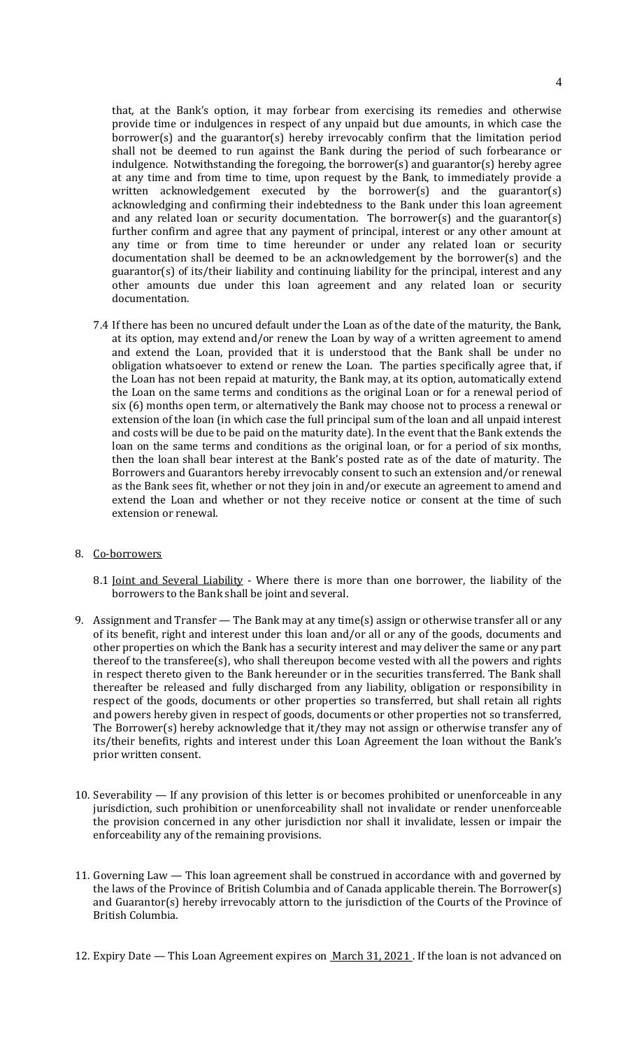that, at the Bank's option, it may forbear from exercising its remedies and otherwise provide time or indulgences in respect of any unpaid but due amounts, in which case the borrower(s) and the guarantor(s) hereby irrevocably confirm that the limitation period shall not be deemed to run against the Bank during the period of such forbearance or indulgence. Notwithstanding the foregoing, the borrower(s) and guarantor(s) hereby agree at any time and from time to time, upon request by the Bank, to immediately provide a written acknowledgement executed by the borrower(s) and the guarantor(s) acknowledging and confirming their indebtedness to the Bank under this loan agreement and any related loan or security documentation. The borrower(s) and the guarantor(s) further confirm and agree that any payment of principal, interest or any other amount at any time or from time to time hereunder or under any related loan or security documentation shall be deemed to be an acknowledgement by the borrower(s) and the guarantor(s) of its/their liability and continuing liability for the principal, interest and any other amounts due under this loan agreement and any related loan or security documentation.

7.4 If there has been no uncured default under the Loan as of the date of the maturity, the Bank, at its option, may extend and/or renew the Loan by way of a written agreement to amend and extend the Loan, provided that it is understood that the Bank shall be under no obligation whatsoever to extend or renew the Loan. The parties specifically agree that, if the Loan has not been repaid at maturity, the Bank may, at its option, automatically extend the Loan on the same terms and conditions as the original Loan or for a renewal period of six (6) months open term, or alternatively the Bank may choose not to process a renewal or extension of the loan (in which case the full principal sum of the loan and all unpaid interest and costs will be due to be paid on the maturity date). In the event that the Bank extends the loan on the same terms and conditions as the original loan, or for a period of six months, then the loan shall bear interest at the Bank's posted rate as of the date of maturity. The Borrowers and Guarantors hereby irrevocably consent to such an extension and/or renewal as the Bank sees fit, whether or not they join in and/or execute an agreement to amend and extend the Loan and whether or not they receive notice or consent at the time of such extension or renewal.

8. <u>Co-borrowers</u>

8.1 <u>Joint and Several Liability</u> - Where there is more than one borrower, the liability of the borrowers to the Bank shall be joint and several.

9. Assignment and Transfer — The Bank may at any time(s) assign or otherwise transfer all or any of its benefit, right and interest under this loan and/or all or any of the goods, documents and other properties on which the Bank has a security interest and may deliver the same or any part thereof to the transferee(s), who shall thereupon become vested with all the powers and rights in respect thereto given to the Bank hereunder or in the securities transferred. The Bank shall thereafter be released and fully discharged from any liability, obligation or responsibility in respect of the goods, documents or other properties so transferred, but shall retain all rights and powers hereby given in respect of goods, documents or other properties not so transferred, The Borrower(s) hereby acknowledge that it/they may not assign or otherwise transfer any of its/their benefits, rights and interest under this Loan Agreement the loan without the Bank's prior written consent.

10. Severability — If any provision of this letter is or becomes prohibited or unenforceable in any jurisdiction, such prohibition or unenforceability shall not invalidate or render unenforceable the provision concerned in any other jurisdiction nor shall it invalidate, lessen or impair the enforceability any of the remaining provisions.

11. Governing Law — This loan agreement shall be construed in accordance with and governed by the laws of the Province of British Columbia and of Canada applicable therein. The Borrower(s) and Guarantor(s) hereby irrevocably attorn to the jurisdiction of the Courts of the Province of British Columbia.

12. Expiry Date — This Loan Agreement expires on <u>March 31, 2021</u>. If the loan is not advanced on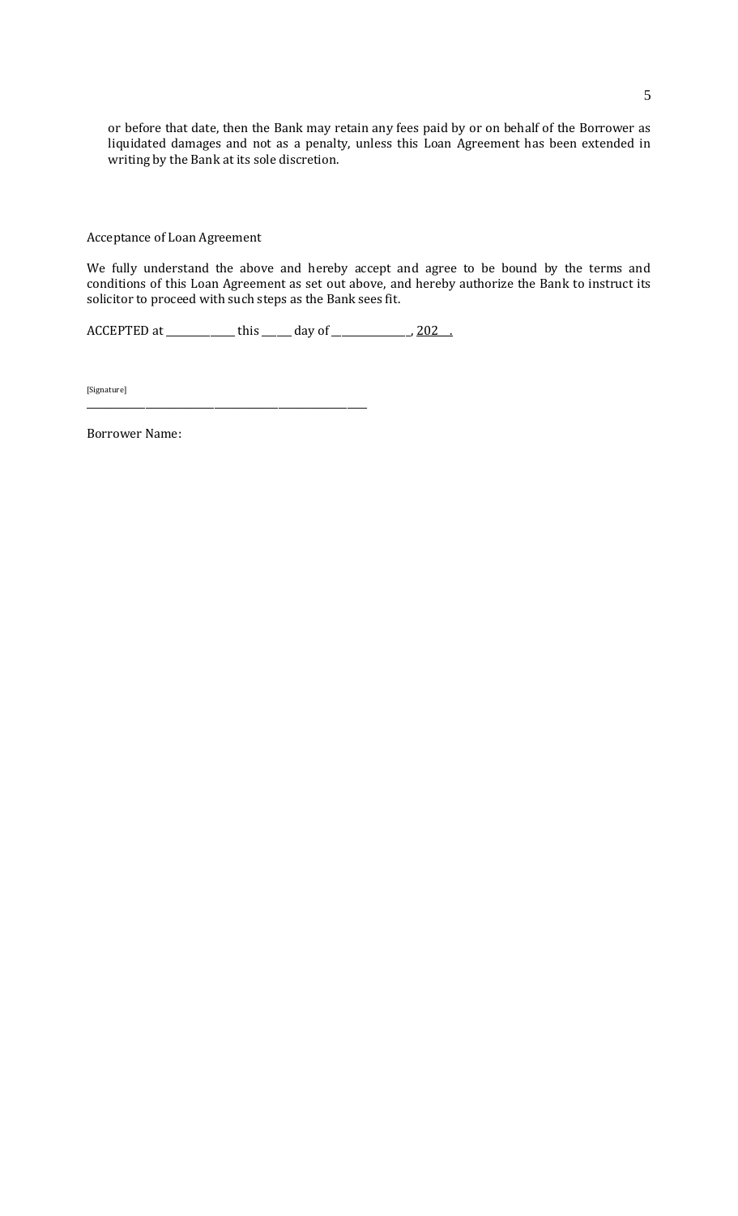or before that date, then the Bank may retain any fees paid by or on behalf of the Borrower as liquidated damages and not as a penalty, unless this Loan Agreement has been extended in writing by the Bank at its sole discretion.

Acceptance of Loan Agreement

We fully understand the above and hereby accept and agree to be bound by the terms and conditions of this Loan Agreement as set out above, and hereby authorize the Bank to instruct its solicitor to proceed with such steps as the Bank sees fit.

ACCEPTED at ______________ this ______ day of ________________, 202__.

[Signature]
_______________________________________________________

Borrower Name: